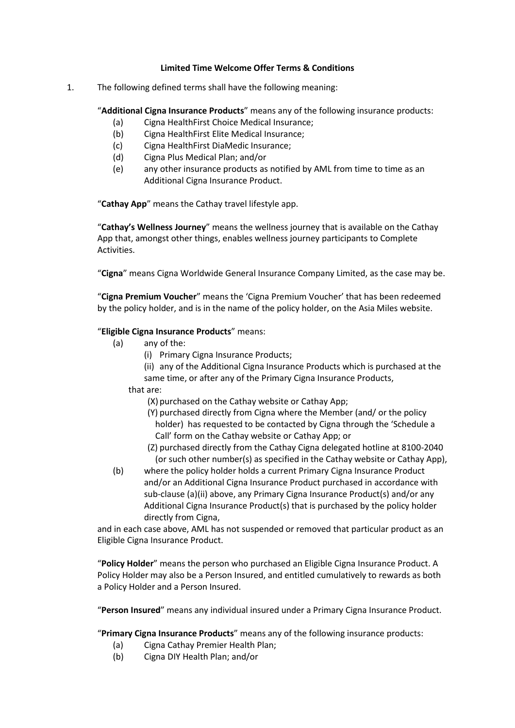**Limited Time Welcome Offer Terms & Conditions**

1. The following defined terms shall have the following meaning:

"**Additional Cigna Insurance Products**" means any of the following insurance products:

 (a) Cigna HealthFirst Choice Medical Insurance;
 (b) Cigna HealthFirst Elite Medical Insurance;
 (c) Cigna HealthFirst DiaMedic Insurance;
 (d) Cigna Plus Medical Plan; and/or
 (e) any other insurance products as notified by AML from time to time as an Additional Cigna Insurance Product.

"**Cathay App**" means the Cathay travel lifestyle app.

"**Cathay's Wellness Journey**" means the wellness journey that is available on the Cathay App that, amongst other things, enables wellness journey participants to Complete Activities.

"**Cigna**" means Cigna Worldwide General Insurance Company Limited, as the case may be.

"**Cigna Premium Voucher**" means the 'Cigna Premium Voucher' that has been redeemed by the policy holder, and is in the name of the policy holder, on the Asia Miles website.

"**Eligible Cigna Insurance Products**" means:

 (a) any of the:
  (i) Primary Cigna Insurance Products;
  (ii) any of the Additional Cigna Insurance Products which is purchased at the same time, or after any of the Primary Cigna Insurance Products,

 that are:

  (X) purchased on the Cathay website or Cathay App;
  (Y) purchased directly from Cigna where the Member (and/ or the policy holder) has requested to be contacted by Cigna through the 'Schedule a Call' form on the Cathay website or Cathay App; or
  (Z) purchased directly from the Cathay Cigna delegated hotline at 8100-2040 (or such other number(s) as specified in the Cathay website or Cathay App),

 (b) where the policy holder holds a current Primary Cigna Insurance Product and/or an Additional Cigna Insurance Product purchased in accordance with sub-clause (a)(ii) above, any Primary Cigna Insurance Product(s) and/or any Additional Cigna Insurance Product(s) that is purchased by the policy holder directly from Cigna,

and in each case above, AML has not suspended or removed that particular product as an Eligible Cigna Insurance Product.

"**Policy Holder**" means the person who purchased an Eligible Cigna Insurance Product. A Policy Holder may also be a Person Insured, and entitled cumulatively to rewards as both a Policy Holder and a Person Insured.

"**Person Insured**" means any individual insured under a Primary Cigna Insurance Product.

"**Primary Cigna Insurance Products**" means any of the following insurance products:

 (a) Cigna Cathay Premier Health Plan;
 (b) Cigna DIY Health Plan; and/or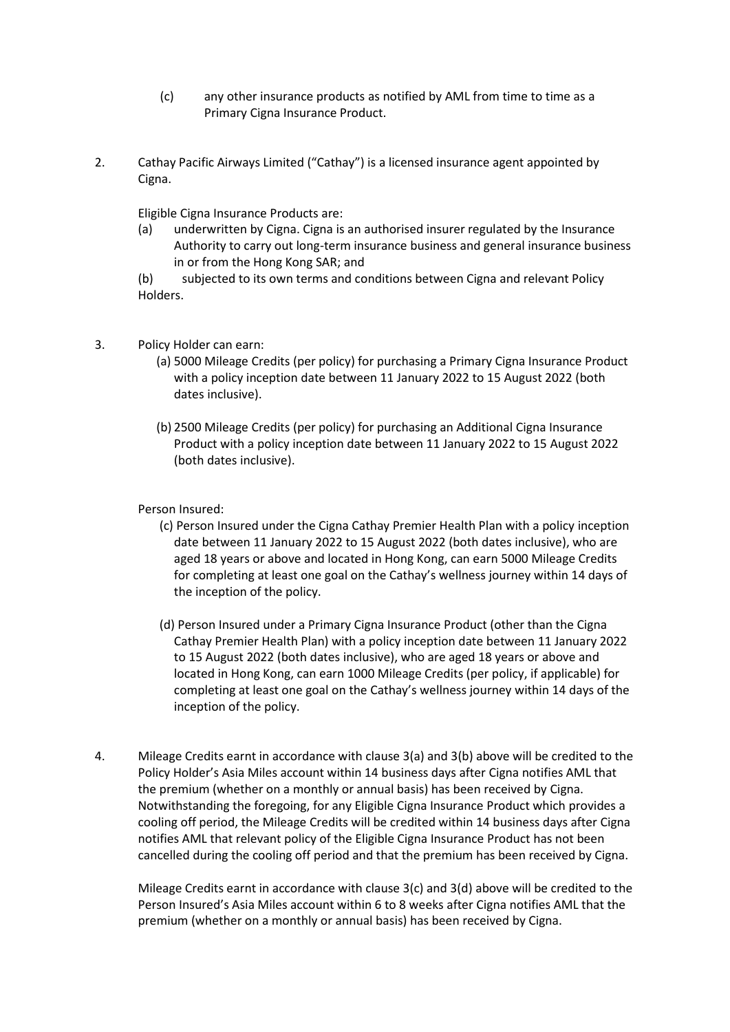(c) any other insurance products as notified by AML from time to time as a Primary Cigna Insurance Product.

2. Cathay Pacific Airways Limited ("Cathay") is a licensed insurance agent appointed by Cigna.

   Eligible Cigna Insurance Products are:

   (a) underwritten by Cigna. Cigna is an authorised insurer regulated by the Insurance Authority to carry out long-term insurance business and general insurance business in or from the Hong Kong SAR; and

   (b) subjected to its own terms and conditions between Cigna and relevant Policy Holders.

3. Policy Holder can earn:

   (a) 5000 Mileage Credits (per policy) for purchasing a Primary Cigna Insurance Product with a policy inception date between 11 January 2022 to 15 August 2022 (both dates inclusive).

   (b) 2500 Mileage Credits (per policy) for purchasing an Additional Cigna Insurance Product with a policy inception date between 11 January 2022 to 15 August 2022 (both dates inclusive).

   Person Insured:

   (c) Person Insured under the Cigna Cathay Premier Health Plan with a policy inception date between 11 January 2022 to 15 August 2022 (both dates inclusive), who are aged 18 years or above and located in Hong Kong, can earn 5000 Mileage Credits for completing at least one goal on the Cathay's wellness journey within 14 days of the inception of the policy.

   (d) Person Insured under a Primary Cigna Insurance Product (other than the Cigna Cathay Premier Health Plan) with a policy inception date between 11 January 2022 to 15 August 2022 (both dates inclusive), who are aged 18 years or above and located in Hong Kong, can earn 1000 Mileage Credits (per policy, if applicable) for completing at least one goal on the Cathay's wellness journey within 14 days of the inception of the policy.

4. Mileage Credits earnt in accordance with clause 3(a) and 3(b) above will be credited to the Policy Holder's Asia Miles account within 14 business days after Cigna notifies AML that the premium (whether on a monthly or annual basis) has been received by Cigna. Notwithstanding the foregoing, for any Eligible Cigna Insurance Product which provides a cooling off period, the Mileage Credits will be credited within 14 business days after Cigna notifies AML that relevant policy of the Eligible Cigna Insurance Product has not been cancelled during the cooling off period and that the premium has been received by Cigna.

   Mileage Credits earnt in accordance with clause 3(c) and 3(d) above will be credited to the Person Insured's Asia Miles account within 6 to 8 weeks after Cigna notifies AML that the premium (whether on a monthly or annual basis) has been received by Cigna.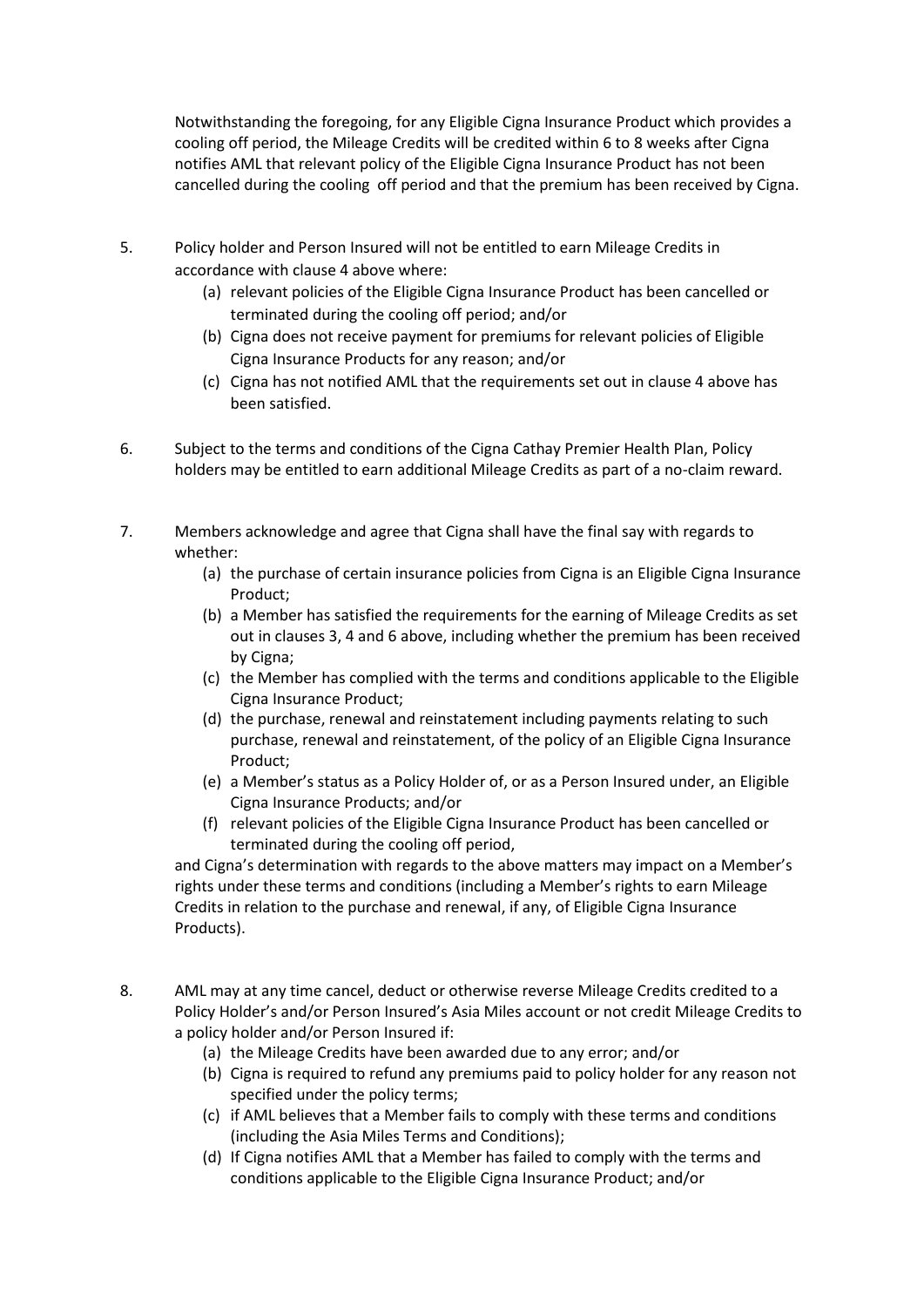Notwithstanding the foregoing, for any Eligible Cigna Insurance Product which provides a cooling off period, the Mileage Credits will be credited within 6 to 8 weeks after Cigna notifies AML that relevant policy of the Eligible Cigna Insurance Product has not been cancelled during the cooling off period and that the premium has been received by Cigna.

5. Policy holder and Person Insured will not be entitled to earn Mileage Credits in accordance with clause 4 above where:
   (a) relevant policies of the Eligible Cigna Insurance Product has been cancelled or terminated during the cooling off period; and/or
   (b) Cigna does not receive payment for premiums for relevant policies of Eligible Cigna Insurance Products for any reason; and/or
   (c) Cigna has not notified AML that the requirements set out in clause 4 above has been satisfied.

6. Subject to the terms and conditions of the Cigna Cathay Premier Health Plan, Policy holders may be entitled to earn additional Mileage Credits as part of a no-claim reward.

7. Members acknowledge and agree that Cigna shall have the final say with regards to whether:
   (a) the purchase of certain insurance policies from Cigna is an Eligible Cigna Insurance Product;
   (b) a Member has satisfied the requirements for the earning of Mileage Credits as set out in clauses 3, 4 and 6 above, including whether the premium has been received by Cigna;
   (c) the Member has complied with the terms and conditions applicable to the Eligible Cigna Insurance Product;
   (d) the purchase, renewal and reinstatement including payments relating to such purchase, renewal and reinstatement, of the policy of an Eligible Cigna Insurance Product;
   (e) a Member's status as a Policy Holder of, or as a Person Insured under, an Eligible Cigna Insurance Products; and/or
   (f) relevant policies of the Eligible Cigna Insurance Product has been cancelled or terminated during the cooling off period,

   and Cigna's determination with regards to the above matters may impact on a Member's rights under these terms and conditions (including a Member's rights to earn Mileage Credits in relation to the purchase and renewal, if any, of Eligible Cigna Insurance Products).

8. AML may at any time cancel, deduct or otherwise reverse Mileage Credits credited to a Policy Holder's and/or Person Insured's Asia Miles account or not credit Mileage Credits to a policy holder and/or Person Insured if:
   (a) the Mileage Credits have been awarded due to any error; and/or
   (b) Cigna is required to refund any premiums paid to policy holder for any reason not specified under the policy terms;
   (c) if AML believes that a Member fails to comply with these terms and conditions (including the Asia Miles Terms and Conditions);
   (d) If Cigna notifies AML that a Member has failed to comply with the terms and conditions applicable to the Eligible Cigna Insurance Product; and/or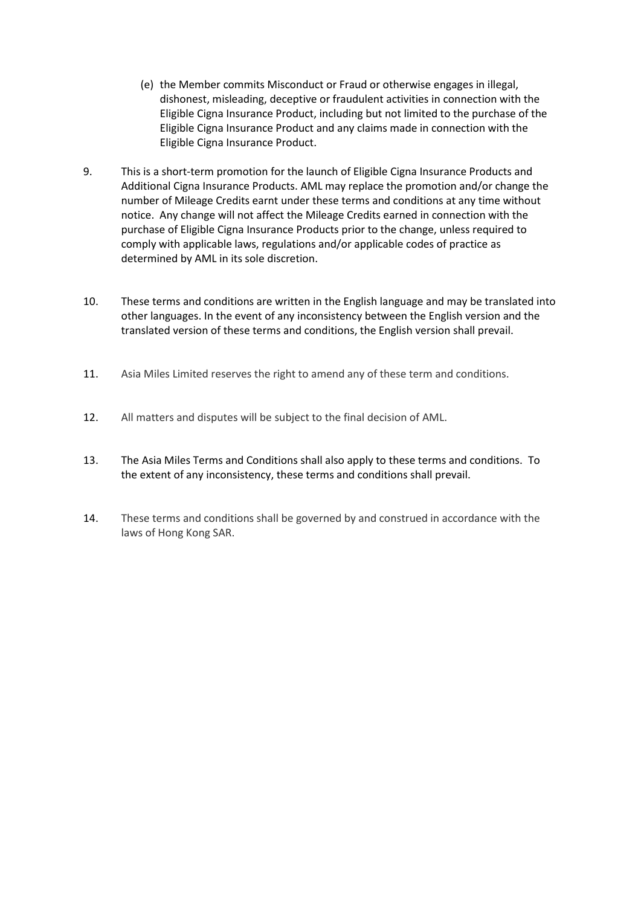(e) the Member commits Misconduct or Fraud or otherwise engages in illegal, dishonest, misleading, deceptive or fraudulent activities in connection with the Eligible Cigna Insurance Product, including but not limited to the purchase of the Eligible Cigna Insurance Product and any claims made in connection with the Eligible Cigna Insurance Product.

9. This is a short-term promotion for the launch of Eligible Cigna Insurance Products and Additional Cigna Insurance Products. AML may replace the promotion and/or change the number of Mileage Credits earnt under these terms and conditions at any time without notice. Any change will not affect the Mileage Credits earned in connection with the purchase of Eligible Cigna Insurance Products prior to the change, unless required to comply with applicable laws, regulations and/or applicable codes of practice as determined by AML in its sole discretion.

10. These terms and conditions are written in the English language and may be translated into other languages. In the event of any inconsistency between the English version and the translated version of these terms and conditions, the English version shall prevail.

11. Asia Miles Limited reserves the right to amend any of these term and conditions.

12. All matters and disputes will be subject to the final decision of AML.

13. The Asia Miles Terms and Conditions shall also apply to these terms and conditions. To the extent of any inconsistency, these terms and conditions shall prevail.

14. These terms and conditions shall be governed by and construed in accordance with the laws of Hong Kong SAR.